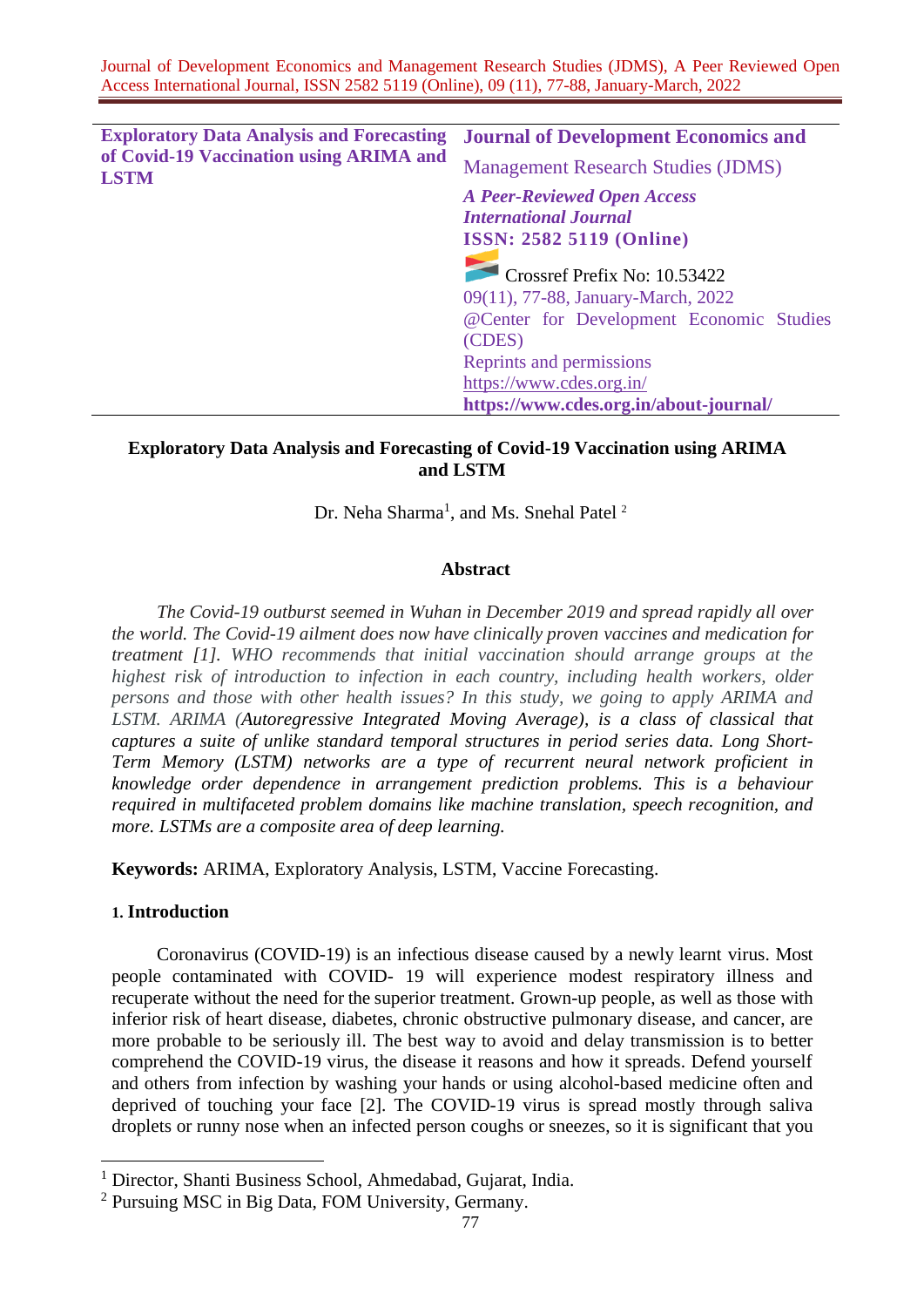| Exploratory Data Analysis and Forecasting of Covid-19 Vaccination using ARIMA and LSTM | **Journal of Development Economics and** Management Research Studies (JDMS) *A Peer-Reviewed Open Access International Journal* **ISSN: 2582 5119 (Online)** Crossref Prefix No: 10.53422 09(11), 77-88, January-March, 2022 @Center for Development Economic Studies (CDES) Reprints and permissions https://www.cdes.org.in/ **https://www.cdes.org.in/about-journal/** |
|---|---|

# Exploratory Data Analysis and Forecasting of Covid-19 Vaccination using ARIMA and LSTM

Dr. Neha Sharma[1], and Ms. Snehal Patel [2]

## Abstract

*The Covid-19 outburst seemed in Wuhan in December 2019 and spread rapidly all over the world. The Covid-19 ailment does now have clinically proven vaccines and medication for treatment [1]. WHO recommends that initial vaccination should arrange groups at the highest risk of introduction to infection in each country, including health workers, older persons and those with other health issues? In this study, we going to apply ARIMA and LSTM. ARIMA (Autoregressive Integrated Moving Average), is a class of classical that captures a suite of unlike standard temporal structures in period series data. Long Short-Term Memory (LSTM) networks are a type of recurrent neural network proficient in knowledge order dependence in arrangement prediction problems. This is a behaviour required in multifaceted problem domains like machine translation, speech recognition, and more. LSTMs are a composite area of deep learning.*

**Keywords:** ARIMA, Exploratory Analysis, LSTM, Vaccine Forecasting.

## 1. Introduction

Coronavirus (COVID-19) is an infectious disease caused by a newly learnt virus. Most people contaminated with COVID- 19 will experience modest respiratory illness and recuperate without the need for the superior treatment. Grown-up people, as well as those with inferior risk of heart disease, diabetes, chronic obstructive pulmonary disease, and cancer, are more probable to be seriously ill. The best way to avoid and delay transmission is to better comprehend the COVID-19 virus, the disease it reasons and how it spreads. Defend yourself and others from infection by washing your hands or using alcohol-based medicine often and deprived of touching your face [2]. The COVID-19 virus is spread mostly through saliva droplets or runny nose when an infected person coughs or sneezes, so it is significant that you

---

[1] Director, Shanti Business School, Ahmedabad, Gujarat, India.

[2] Pursuing MSC in Big Data, FOM University, Germany.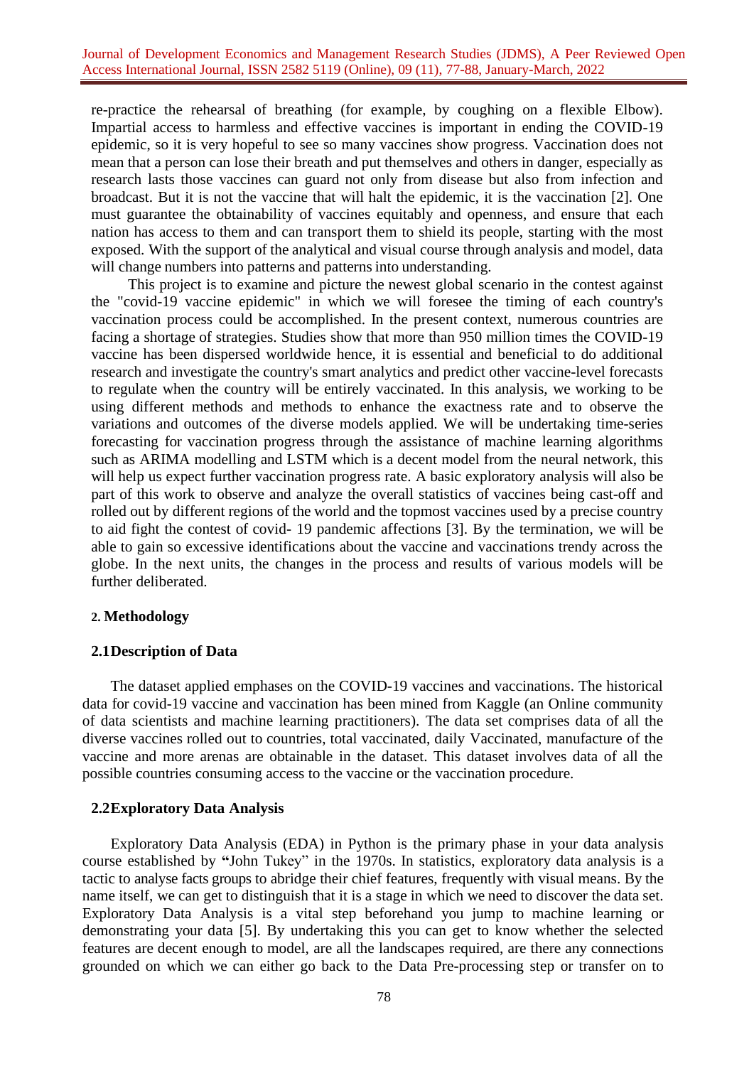re-practice the rehearsal of breathing (for example, by coughing on a flexible Elbow). Impartial access to harmless and effective vaccines is important in ending the COVID-19 epidemic, so it is very hopeful to see so many vaccines show progress. Vaccination does not mean that a person can lose their breath and put themselves and others in danger, especially as research lasts those vaccines can guard not only from disease but also from infection and broadcast. But it is not the vaccine that will halt the epidemic, it is the vaccination [2]. One must guarantee the obtainability of vaccines equitably and openness, and ensure that each nation has access to them and can transport them to shield its people, starting with the most exposed. With the support of the analytical and visual course through analysis and model, data will change numbers into patterns and patterns into understanding.

This project is to examine and picture the newest global scenario in the contest against the "covid-19 vaccine epidemic" in which we will foresee the timing of each country's vaccination process could be accomplished. In the present context, numerous countries are facing a shortage of strategies. Studies show that more than 950 million times the COVID-19 vaccine has been dispersed worldwide hence, it is essential and beneficial to do additional research and investigate the country's smart analytics and predict other vaccine-level forecasts to regulate when the country will be entirely vaccinated. In this analysis, we working to be using different methods and methods to enhance the exactness rate and to observe the variations and outcomes of the diverse models applied. We will be undertaking time-series forecasting for vaccination progress through the assistance of machine learning algorithms such as ARIMA modelling and LSTM which is a decent model from the neural network, this will help us expect further vaccination progress rate. A basic exploratory analysis will also be part of this work to observe and analyze the overall statistics of vaccines being cast-off and rolled out by different regions of the world and the topmost vaccines used by a precise country to aid fight the contest of covid- 19 pandemic affections [3]. By the termination, we will be able to gain so excessive identifications about the vaccine and vaccinations trendy across the globe. In the next units, the changes in the process and results of various models will be further deliberated.

## 2. Methodology

### 2.1 Description of Data

The dataset applied emphases on the COVID-19 vaccines and vaccinations. The historical data for covid-19 vaccine and vaccination has been mined from Kaggle (an Online community of data scientists and machine learning practitioners). The data set comprises data of all the diverse vaccines rolled out to countries, total vaccinated, daily Vaccinated, manufacture of the vaccine and more arenas are obtainable in the dataset. This dataset involves data of all the possible countries consuming access to the vaccine or the vaccination procedure.

### 2.2 Exploratory Data Analysis

Exploratory Data Analysis (EDA) in Python is the primary phase in your data analysis course established by **"**John Tukey" in the 1970s. In statistics, exploratory data analysis is a tactic to analyse facts groups to abridge their chief features, frequently with visual means. By the name itself, we can get to distinguish that it is a stage in which we need to discover the data set. Exploratory Data Analysis is a vital step beforehand you jump to machine learning or demonstrating your data [5]. By undertaking this you can get to know whether the selected features are decent enough to model, are all the landscapes required, are there any connections grounded on which we can either go back to the Data Pre-processing step or transfer on to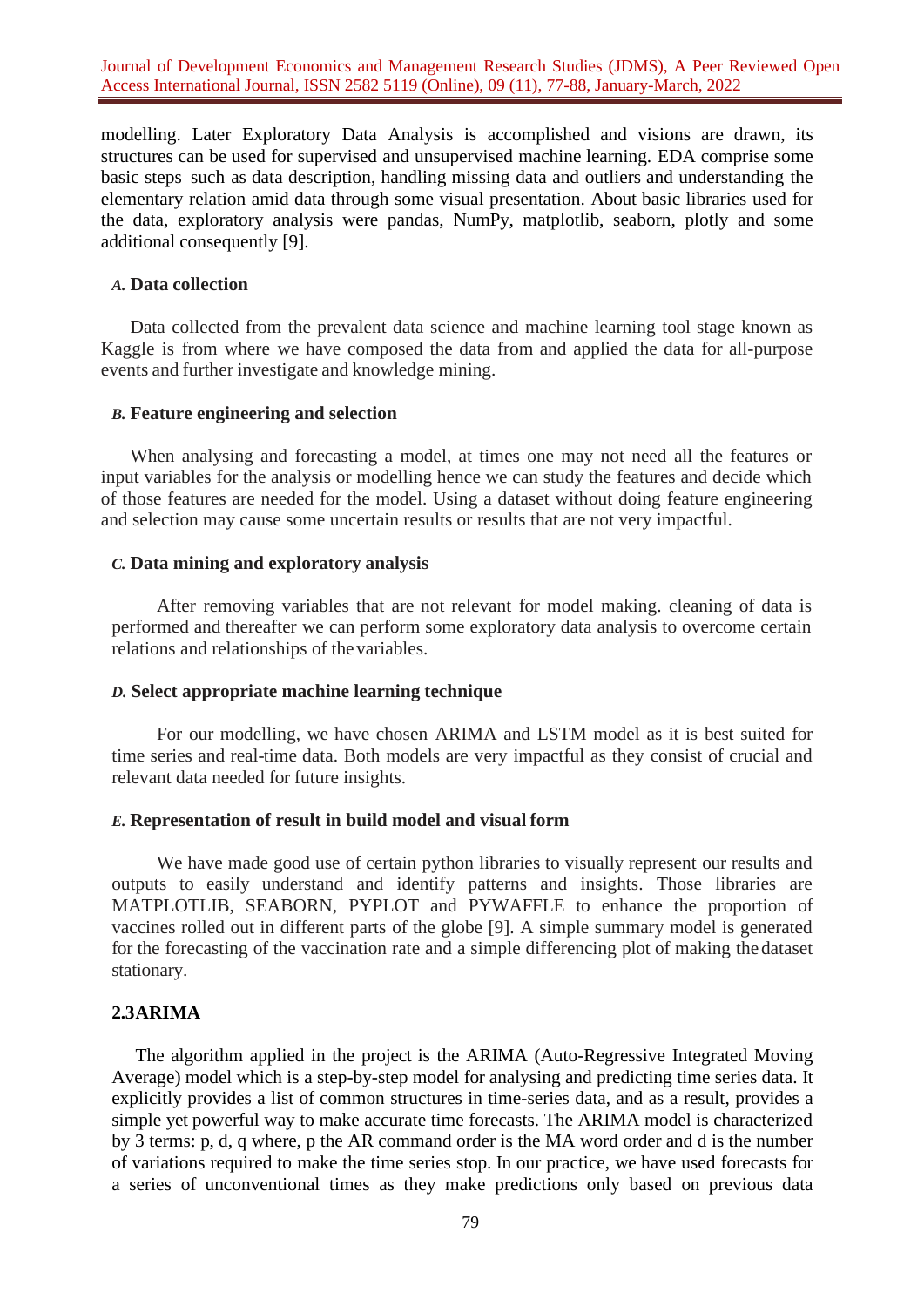modelling. Later Exploratory Data Analysis is accomplished and visions are drawn, its structures can be used for supervised and unsupervised machine learning. EDA comprise some basic steps such as data description, handling missing data and outliers and understanding the elementary relation amid data through some visual presentation. About basic libraries used for the data, exploratory analysis were pandas, NumPy, matplotlib, seaborn, plotly and some additional consequently [9].

### *A.* Data collection

Data collected from the prevalent data science and machine learning tool stage known as Kaggle is from where we have composed the data from and applied the data for all-purpose events and further investigate and knowledge mining.

### *B.* Feature engineering and selection

When analysing and forecasting a model, at times one may not need all the features or input variables for the analysis or modelling hence we can study the features and decide which of those features are needed for the model. Using a dataset without doing feature engineering and selection may cause some uncertain results or results that are not very impactful.

### *C.* Data mining and exploratory analysis

After removing variables that are not relevant for model making. cleaning of data is performed and thereafter we can perform some exploratory data analysis to overcome certain relations and relationships of the variables.

### *D.* Select appropriate machine learning technique

For our modelling, we have chosen ARIMA and LSTM model as it is best suited for time series and real-time data. Both models are very impactful as they consist of crucial and relevant data needed for future insights.

### *E.* Representation of result in build model and visual form

We have made good use of certain python libraries to visually represent our results and outputs to easily understand and identify patterns and insights. Those libraries are MATPLOTLIB, SEABORN, PYPLOT and PYWAFFLE to enhance the proportion of vaccines rolled out in different parts of the globe [9]. A simple summary model is generated for the forecasting of the vaccination rate and a simple differencing plot of making the dataset stationary.

## 2.3ARIMA

The algorithm applied in the project is the ARIMA (Auto-Regressive Integrated Moving Average) model which is a step-by-step model for analysing and predicting time series data. It explicitly provides a list of common structures in time-series data, and as a result, provides a simple yet powerful way to make accurate time forecasts. The ARIMA model is characterized by 3 terms: p, d, q where, p the AR command order is the MA word order and d is the number of variations required to make the time series stop. In our practice, we have used forecasts for a series of unconventional times as they make predictions only based on previous data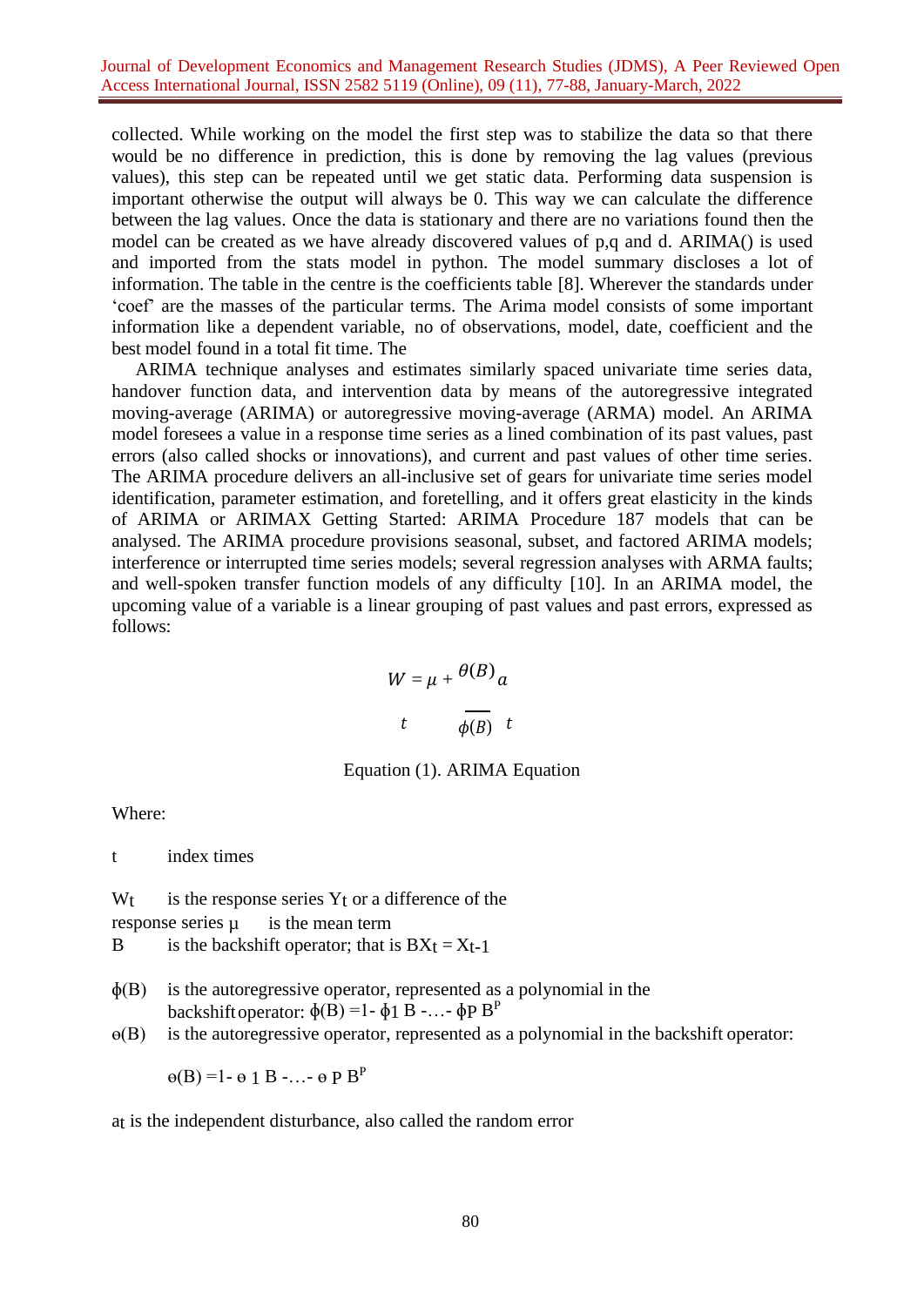collected. While working on the model the first step was to stabilize the data so that there would be no difference in prediction, this is done by removing the lag values (previous values), this step can be repeated until we get static data. Performing data suspension is important otherwise the output will always be 0. This way we can calculate the difference between the lag values. Once the data is stationary and there are no variations found then the model can be created as we have already discovered values of p,q and d. ARIMA() is used and imported from the stats model in python. The model summary discloses a lot of information. The table in the centre is the coefficients table [8]. Wherever the standards under 'coef' are the masses of the particular terms. The Arima model consists of some important information like a dependent variable, no of observations, model, date, coefficient and the best model found in a total fit time. The

ARIMA technique analyses and estimates similarly spaced univariate time series data, handover function data, and intervention data by means of the autoregressive integrated moving-average (ARIMA) or autoregressive moving-average (ARMA) model. An ARIMA model foresees a value in a response time series as a lined combination of its past values, past errors (also called shocks or innovations), and current and past values of other time series. The ARIMA procedure delivers an all-inclusive set of gears for univariate time series model identification, parameter estimation, and foretelling, and it offers great elasticity in the kinds of ARIMA or ARIMAX Getting Started: ARIMA Procedure 187 models that can be analysed. The ARIMA procedure provisions seasonal, subset, and factored ARIMA models; interference or interrupted time series models; several regression analyses with ARMA faults; and well-spoken transfer function models of any difficulty [10]. In an ARIMA model, the upcoming value of a variable is a linear grouping of past values and past errors, expressed as follows:

$$W_t = \mu + \frac{\theta(B)}{\phi(B)} a_t$$

Equation (1). ARIMA Equation

Where:

$t$ index times

$W_t$ is the response series $Y_t$ or a difference of the response series $\mu$ is the mean term

$B$ is the backshift operator; that is $BX_t = X_{t-1}$

$\phi(B)$ is the autoregressive operator, represented as a polynomial in the backshift operator: $\phi(B) = 1 - \phi_1 B - \ldots - \phi_P B^P$

$\theta(B)$ is the autoregressive operator, represented as a polynomial in the backshift operator:

$\theta(B) = 1 - \theta_1 B - \ldots - \theta_P B^P$

$a_t$ is the independent disturbance, also called the random error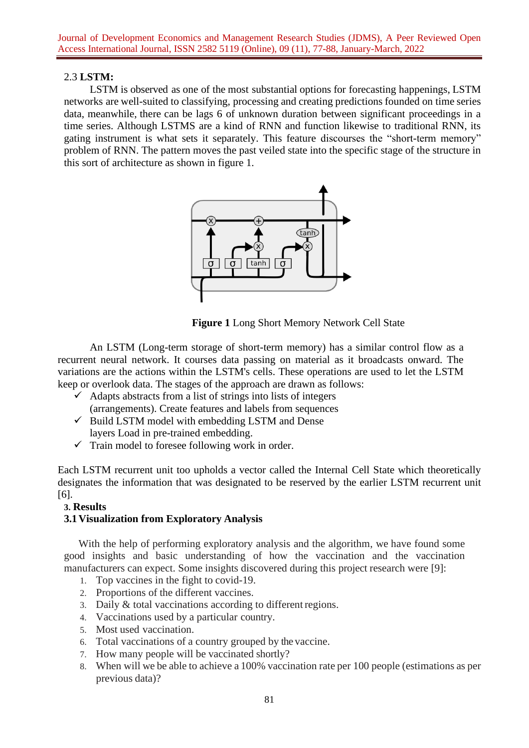## 2.3 **LSTM:**

LSTM is observed as one of the most substantial options for forecasting happenings, LSTM networks are well-suited to classifying, processing and creating predictions founded on time series data, meanwhile, there can be lags 6 of unknown duration between significant proceedings in a time series. Although LSTMS are a kind of RNN and function likewise to traditional RNN, its gating instrument is what sets it separately. This feature discourses the "short-term memory" problem of RNN. The pattern moves the past veiled state into the specific stage of the structure in this sort of architecture as shown in figure 1.

**Figure 1** Long Short Memory Network Cell State

An LSTM (Long-term storage of short-term memory) has a similar control flow as a recurrent neural network. It courses data passing on material as it broadcasts onward. The variations are the actions within the LSTM's cells. These operations are used to let the LSTM keep or overlook data. The stages of the approach are drawn as follows:

- ✓ Adapts abstracts from a list of strings into lists of integers (arrangements). Create features and labels from sequences
- ✓ Build LSTM model with embedding LSTM and Dense layers Load in pre-trained embedding.
- ✓ Train model to foresee following work in order.

Each LSTM recurrent unit too upholds a vector called the Internal Cell State which theoretically designates the information that was designated to be reserved by the earlier LSTM recurrent unit [6].

# 3. Results

## 3.1 Visualization from Exploratory Analysis

With the help of performing exploratory analysis and the algorithm, we have found some good insights and basic understanding of how the vaccination and the vaccination manufacturers can expect. Some insights discovered during this project research were [9]:

1. Top vaccines in the fight to covid-19.
2. Proportions of the different vaccines.
3. Daily & total vaccinations according to different regions.
4. Vaccinations used by a particular country.
5. Most used vaccination.
6. Total vaccinations of a country grouped by the vaccine.
7. How many people will be vaccinated shortly?
8. When will we be able to achieve a 100% vaccination rate per 100 people (estimations as per previous data)?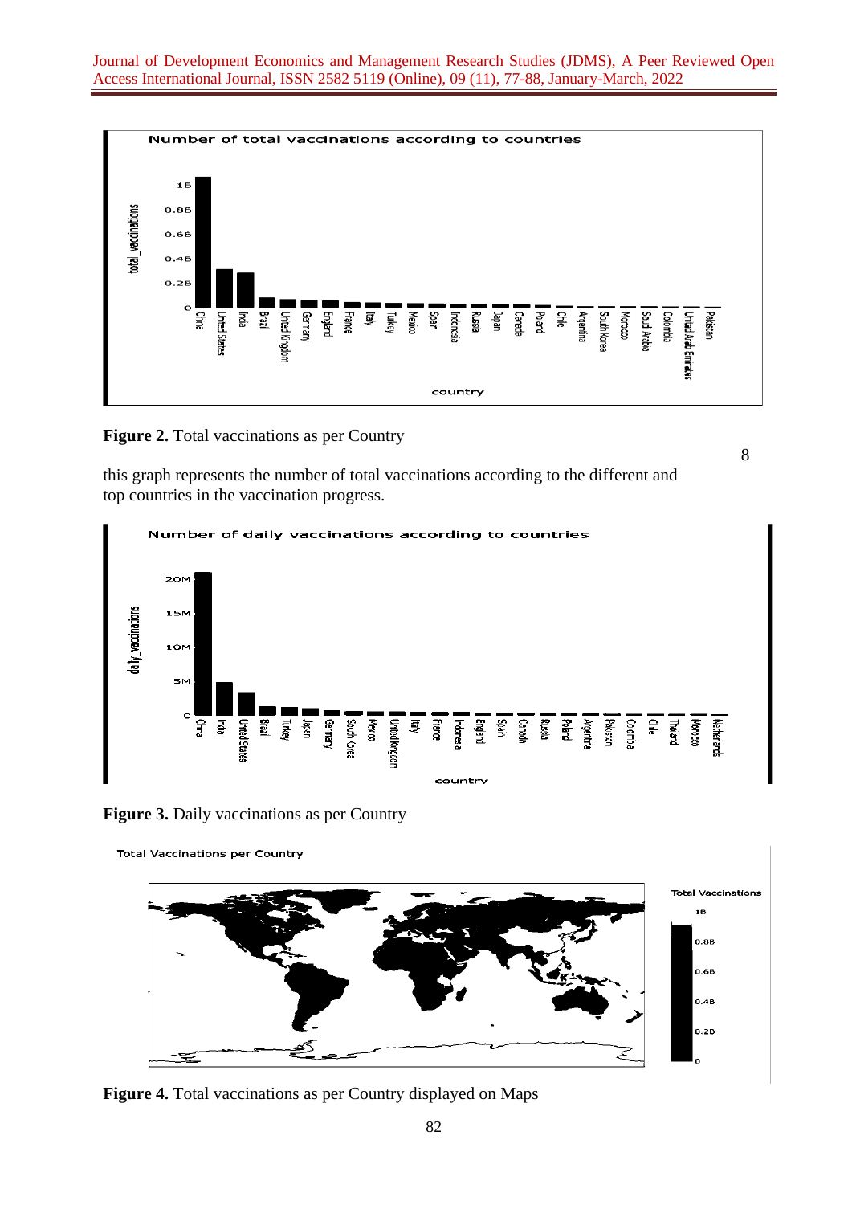**Figure 2.** Total vaccinations as per Country

8

this graph represents the number of total vaccinations according to the different and top countries in the vaccination progress.

**Figure 3.** Daily vaccinations as per Country

**Figure 4.** Total vaccinations as per Country displayed on Maps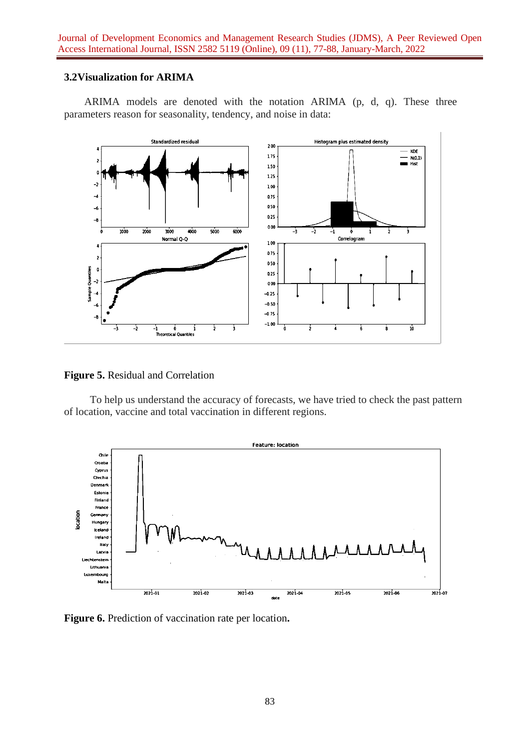### 3.2Visualization for ARIMA

ARIMA models are denoted with the notation ARIMA (p, d, q). These three parameters reason for seasonality, tendency, and noise in data:

**Figure 5.** Residual and Correlation

To help us understand the accuracy of forecasts, we have tried to check the past pattern of location, vaccine and total vaccination in different regions.

**Figure 6.** Prediction of vaccination rate per location**.**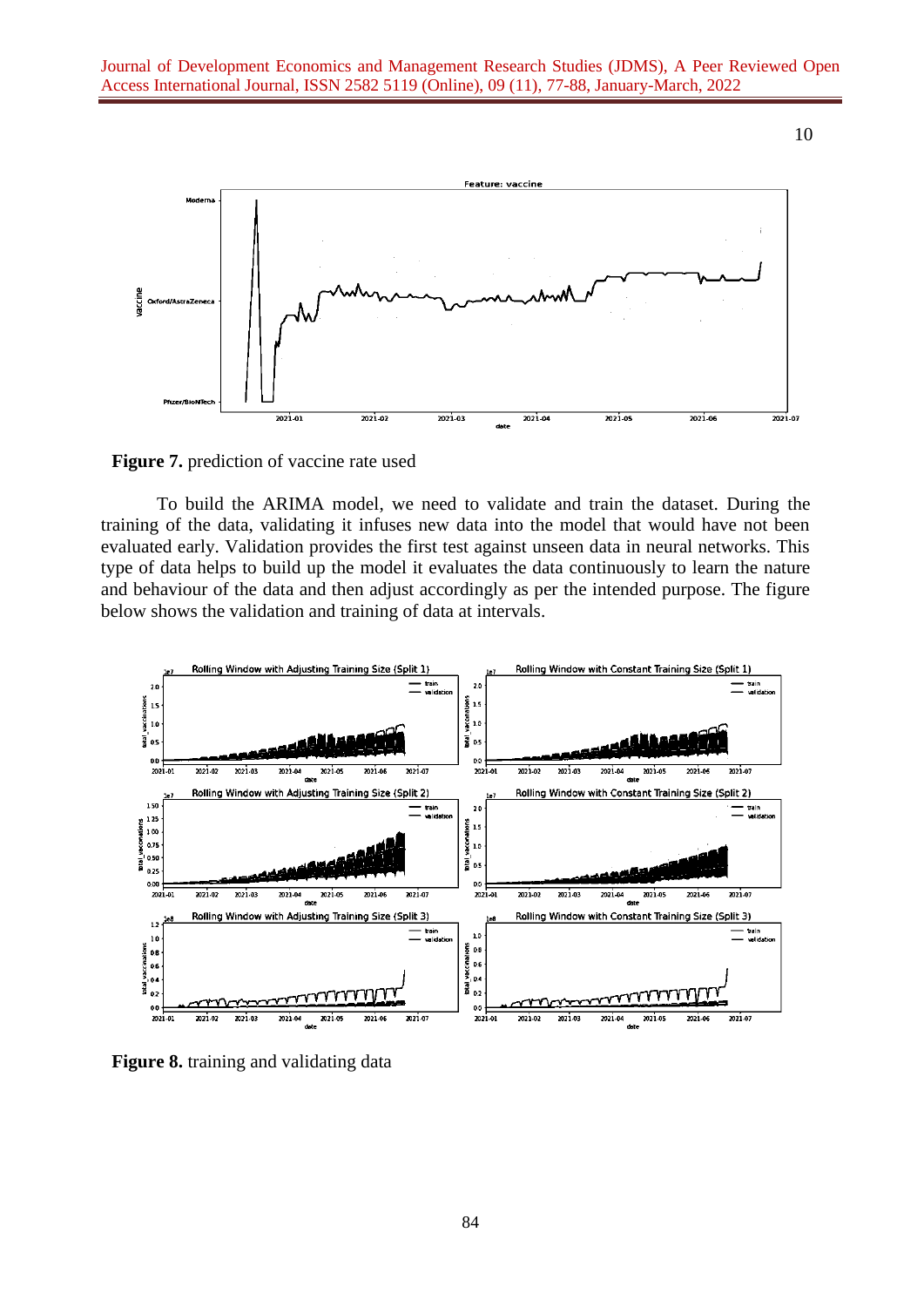**Figure 7.** prediction of vaccine rate used

To build the ARIMA model, we need to validate and train the dataset. During the training of the data, validating it infuses new data into the model that would have not been evaluated early. Validation provides the first test against unseen data in neural networks. This type of data helps to build up the model it evaluates the data continuously to learn the nature and behaviour of the data and then adjust accordingly as per the intended purpose. The figure below shows the validation and training of data at intervals.

**Figure 8.** training and validating data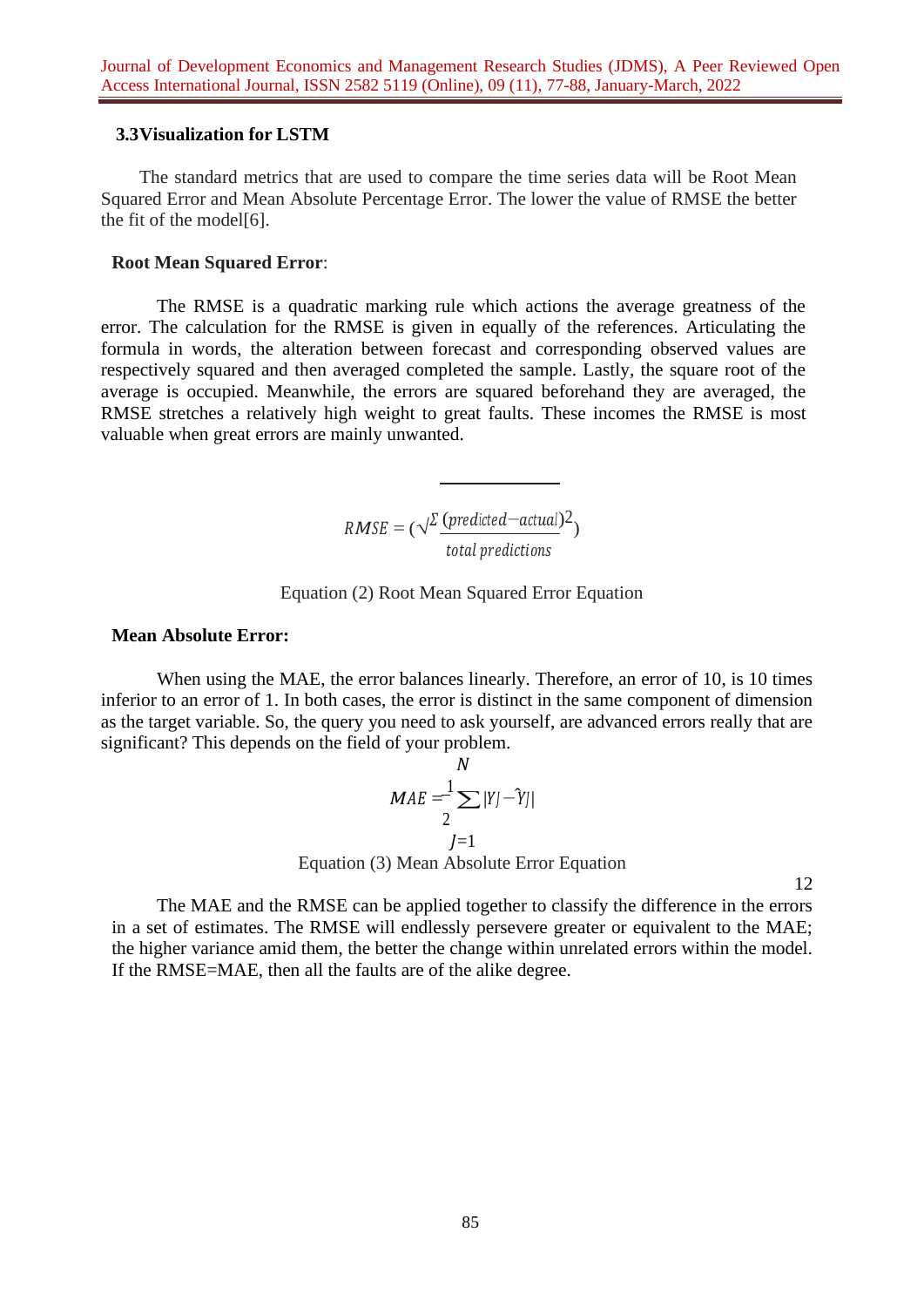### 3.3 Visualization for LSTM

The standard metrics that are used to compare the time series data will be Root Mean Squared Error and Mean Absolute Percentage Error. The lower the value of RMSE the better the fit of the model[6].

**Root Mean Squared Error**:

The RMSE is a quadratic marking rule which actions the average greatness of the error. The calculation for the RMSE is given in equally of the references. Articulating the formula in words, the alteration between forecast and corresponding observed values are respectively squared and then averaged completed the sample. Lastly, the square root of the average is occupied. Meanwhile, the errors are squared beforehand they are averaged, the RMSE stretches a relatively high weight to great faults. These incomes the RMSE is most valuable when great errors are mainly unwanted.

$$RMSE = \left(\sqrt{\frac{\Sigma\,(predicted - actual)^2}{total\ predictions}}\right)$$

Equation (2) Root Mean Squared Error Equation

**Mean Absolute Error:**

When using the MAE, the error balances linearly. Therefore, an error of 10, is 10 times inferior to an error of 1. In both cases, the error is distinct in the same component of dimension as the target variable. So, the query you need to ask yourself, are advanced errors really that are significant? This depends on the field of your problem.

$$MAE = \frac{1}{2}\sum_{J=1}^{N} |Y_J - \hat{Y}_J|$$

Equation (3) Mean Absolute Error Equation

12

The MAE and the RMSE can be applied together to classify the difference in the errors in a set of estimates. The RMSE will endlessly persevere greater or equivalent to the MAE; the higher variance amid them, the better the change within unrelated errors within the model. If the RMSE=MAE, then all the faults are of the alike degree.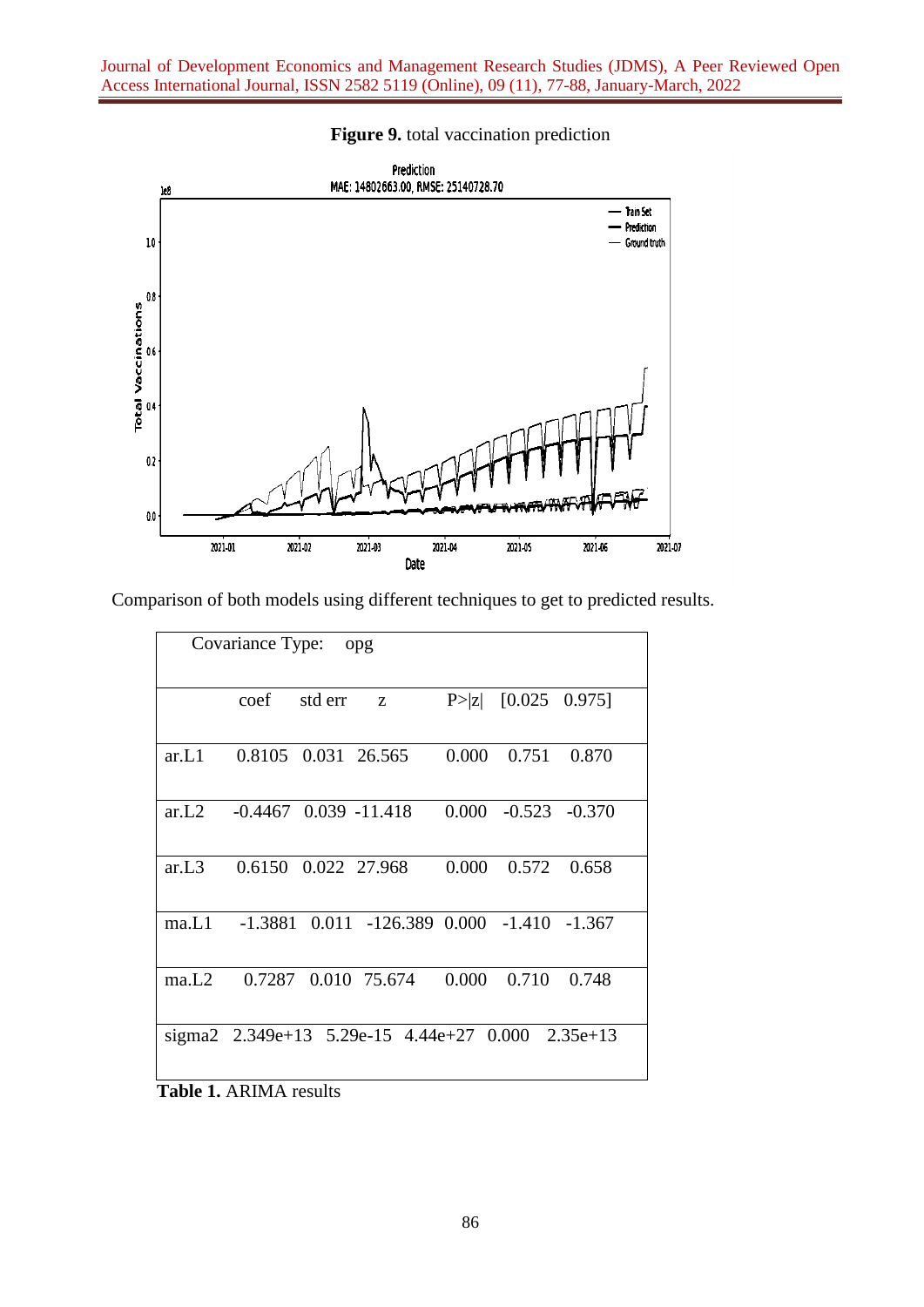**Figure 9.** total vaccination prediction

Comparison of both models using different techniques to get to predicted results.

| Covariance Type: | opg | | | | | |
|---|---|---|---|---|---|---|
| | coef | std err | z | P>\|z\| | [0.025 | 0.975] |
| ar.L1 | 0.8105 | 0.031 | 26.565 | 0.000 | 0.751 | 0.870 |
| ar.L2 | -0.4467 | 0.039 | -11.418 | 0.000 | -0.523 | -0.370 |
| ar.L3 | 0.6150 | 0.022 | 27.968 | 0.000 | 0.572 | 0.658 |
| ma.L1 | -1.3881 | 0.011 | -126.389 | 0.000 | -1.410 | -1.367 |
| ma.L2 | 0.7287 | 0.010 | 75.674 | 0.000 | 0.710 | 0.748 |
| sigma2 | 2.349e+13 | 5.29e-15 | 4.44e+27 | 0.000 | 2.35e+13 | |

**Table 1.** ARIMA results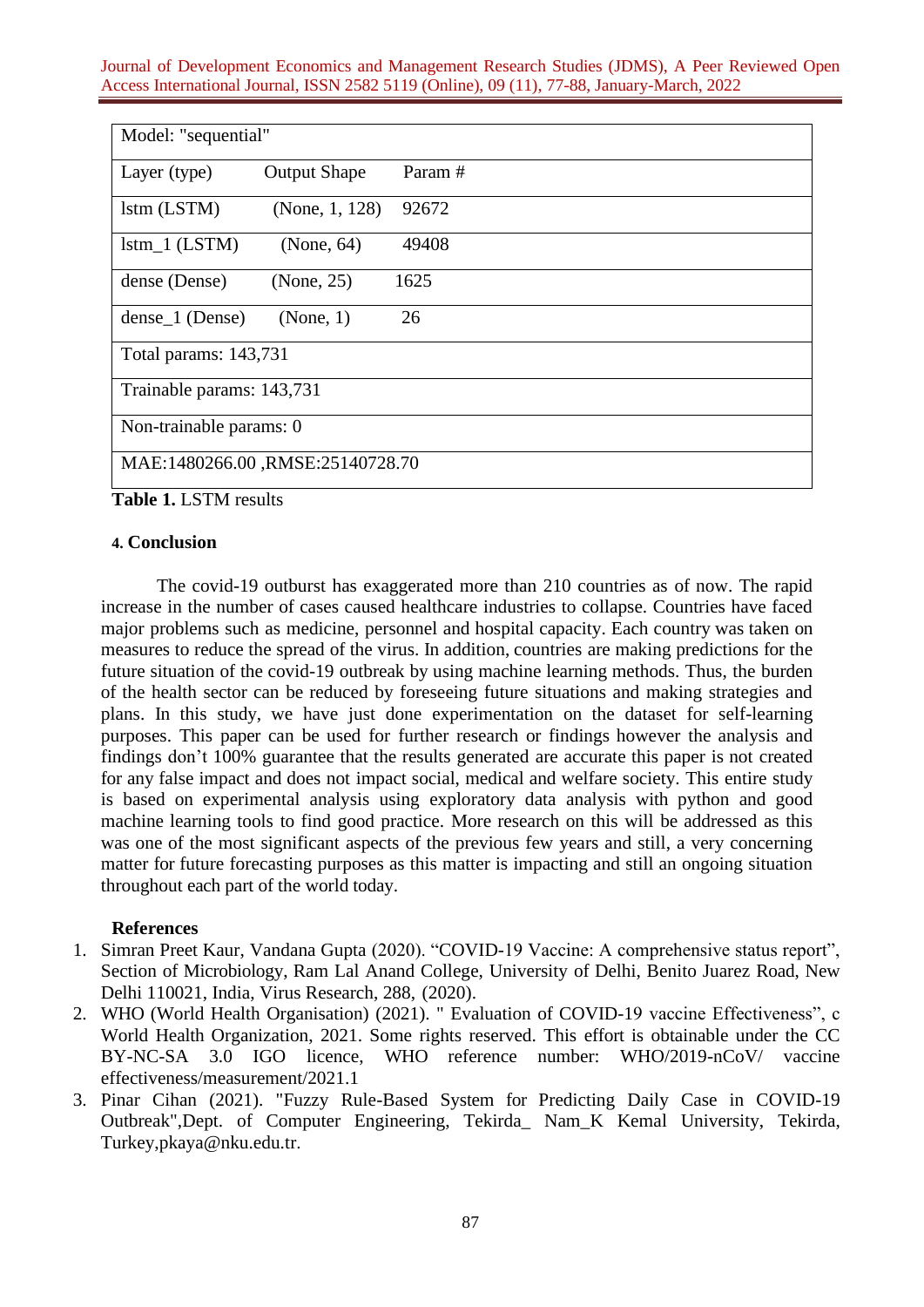| Model: "sequential" | | |
|---|---|---|
| Layer (type) | Output Shape | Param # |
| lstm (LSTM) | (None, 1, 128) | 92672 |
| lstm_1 (LSTM) | (None, 64) | 49408 |
| dense (Dense) | (None, 25) | 1625 |
| dense_1 (Dense) | (None, 1) | 26 |
| Total params: 143,731 | | |
| Trainable params: 143,731 | | |
| Non-trainable params: 0 | | |
| MAE:1480266.00 ,RMSE:25140728.70 | | |

**Table 1.** LSTM results

## 4. Conclusion

The covid-19 outburst has exaggerated more than 210 countries as of now. The rapid increase in the number of cases caused healthcare industries to collapse. Countries have faced major problems such as medicine, personnel and hospital capacity. Each country was taken on measures to reduce the spread of the virus. In addition, countries are making predictions for the future situation of the covid-19 outbreak by using machine learning methods. Thus, the burden of the health sector can be reduced by foreseeing future situations and making strategies and plans. In this study, we have just done experimentation on the dataset for self-learning purposes. This paper can be used for further research or findings however the analysis and findings don't 100% guarantee that the results generated are accurate this paper is not created for any false impact and does not impact social, medical and welfare society. This entire study is based on experimental analysis using exploratory data analysis with python and good machine learning tools to find good practice. More research on this will be addressed as this was one of the most significant aspects of the previous few years and still, a very concerning matter for future forecasting purposes as this matter is impacting and still an ongoing situation throughout each part of the world today.

## References

1. Simran Preet Kaur, Vandana Gupta (2020). "COVID-19 Vaccine: A comprehensive status report", Section of Microbiology, Ram Lal Anand College, University of Delhi, Benito Juarez Road, New Delhi 110021, India, Virus Research, 288, (2020).
2. WHO (World Health Organisation) (2021). " Evaluation of COVID-19 vaccine Effectiveness", c World Health Organization, 2021. Some rights reserved. This effort is obtainable under the CC BY-NC-SA 3.0 IGO licence, WHO reference number: WHO/2019-nCoV/ vaccine effectiveness/measurement/2021.1
3. Pinar Cihan (2021). "Fuzzy Rule-Based System for Predicting Daily Case in COVID-19 Outbreak",Dept. of Computer Engineering, Tekirda_ Nam_K Kemal University, Tekirda, Turkey,pkaya@nku.edu.tr.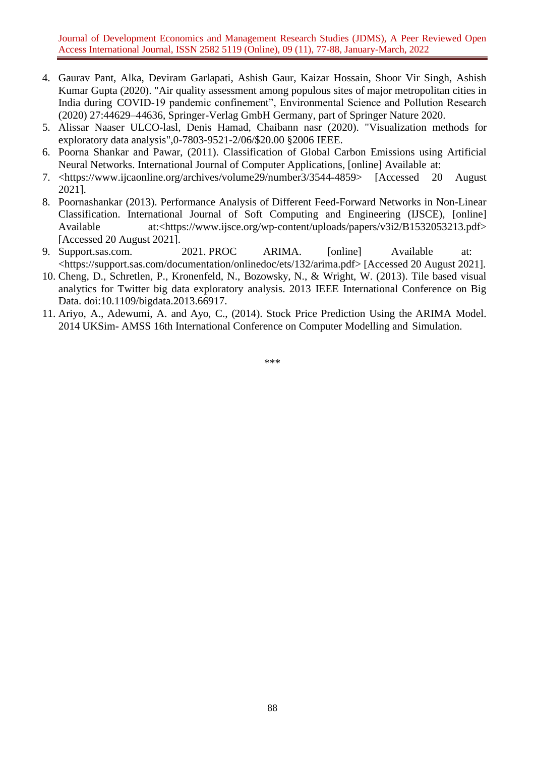4. Gaurav Pant, Alka, Deviram Garlapati, Ashish Gaur, Kaizar Hossain, Shoor Vir Singh, Ashish Kumar Gupta (2020). "Air quality assessment among populous sites of major metropolitan cities in India during COVID-19 pandemic confinement", Environmental Science and Pollution Research (2020) 27:44629–44636, Springer-Verlag GmbH Germany, part of Springer Nature 2020.
5. Alissar Naaser ULCO-lasl, Denis Hamad, Chaibann nasr (2020). "Visualization methods for exploratory data analysis",0-7803-9521-2/06/$20.00 §2006 IEEE.
6. Poorna Shankar and Pawar, (2011). Classification of Global Carbon Emissions using Artificial Neural Networks. International Journal of Computer Applications, [online] Available at:
7. <https://www.ijcaonline.org/archives/volume29/number3/3544-4859> [Accessed 20 August 2021].
8. Poornashankar (2013). Performance Analysis of Different Feed-Forward Networks in Non-Linear Classification. International Journal of Soft Computing and Engineering (IJSCE), [online] Available at:<https://www.ijsce.org/wp-content/uploads/papers/v3i2/B1532053213.pdf> [Accessed 20 August 2021].
9. Support.sas.com. 2021. PROC ARIMA. [online] Available at: <https://support.sas.com/documentation/onlinedoc/ets/132/arima.pdf> [Accessed 20 August 2021].
10. Cheng, D., Schretlen, P., Kronenfeld, N., Bozowsky, N., & Wright, W. (2013). Tile based visual analytics for Twitter big data exploratory analysis. 2013 IEEE International Conference on Big Data. doi:10.1109/bigdata.2013.66917.
11. Ariyo, A., Adewumi, A. and Ayo, C., (2014). Stock Price Prediction Using the ARIMA Model. 2014 UKSim- AMSS 16th International Conference on Computer Modelling and Simulation.

***